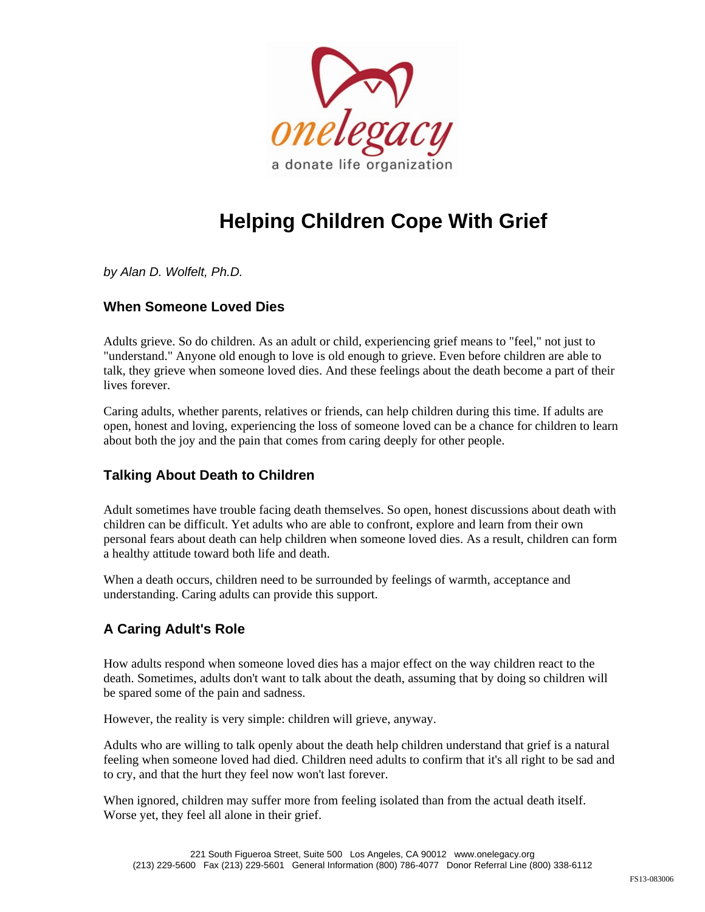onelegacy
a donate life organization

# Helping Children Cope With Grief

*by Alan D. Wolfelt, Ph.D.*

## When Someone Loved Dies

Adults grieve. So do children. As an adult or child, experiencing grief means to "feel," not just to "understand." Anyone old enough to love is old enough to grieve. Even before children are able to talk, they grieve when someone loved dies. And these feelings about the death become a part of their lives forever.

Caring adults, whether parents, relatives or friends, can help children during this time. If adults are open, honest and loving, experiencing the loss of someone loved can be a chance for children to learn about both the joy and the pain that comes from caring deeply for other people.

## Talking About Death to Children

Adult sometimes have trouble facing death themselves. So open, honest discussions about death with children can be difficult. Yet adults who are able to confront, explore and learn from their own personal fears about death can help children when someone loved dies. As a result, children can form a healthy attitude toward both life and death.

When a death occurs, children need to be surrounded by feelings of warmth, acceptance and understanding. Caring adults can provide this support.

## A Caring Adult's Role

How adults respond when someone loved dies has a major effect on the way children react to the death. Sometimes, adults don't want to talk about the death, assuming that by doing so children will be spared some of the pain and sadness.

However, the reality is very simple: children will grieve, anyway.

Adults who are willing to talk openly about the death help children understand that grief is a natural feeling when someone loved had died. Children need adults to confirm that it's all right to be sad and to cry, and that the hurt they feel now won't last forever.

When ignored, children may suffer more from feeling isolated than from the actual death itself. Worse yet, they feel all alone in their grief.

221 South Figueroa Street, Suite 500 Los Angeles, CA 90012 www.onelegacy.org
(213) 229-5600 Fax (213) 229-5601 General Information (800) 786-4077 Donor Referral Line (800) 338-6112

FS13-083006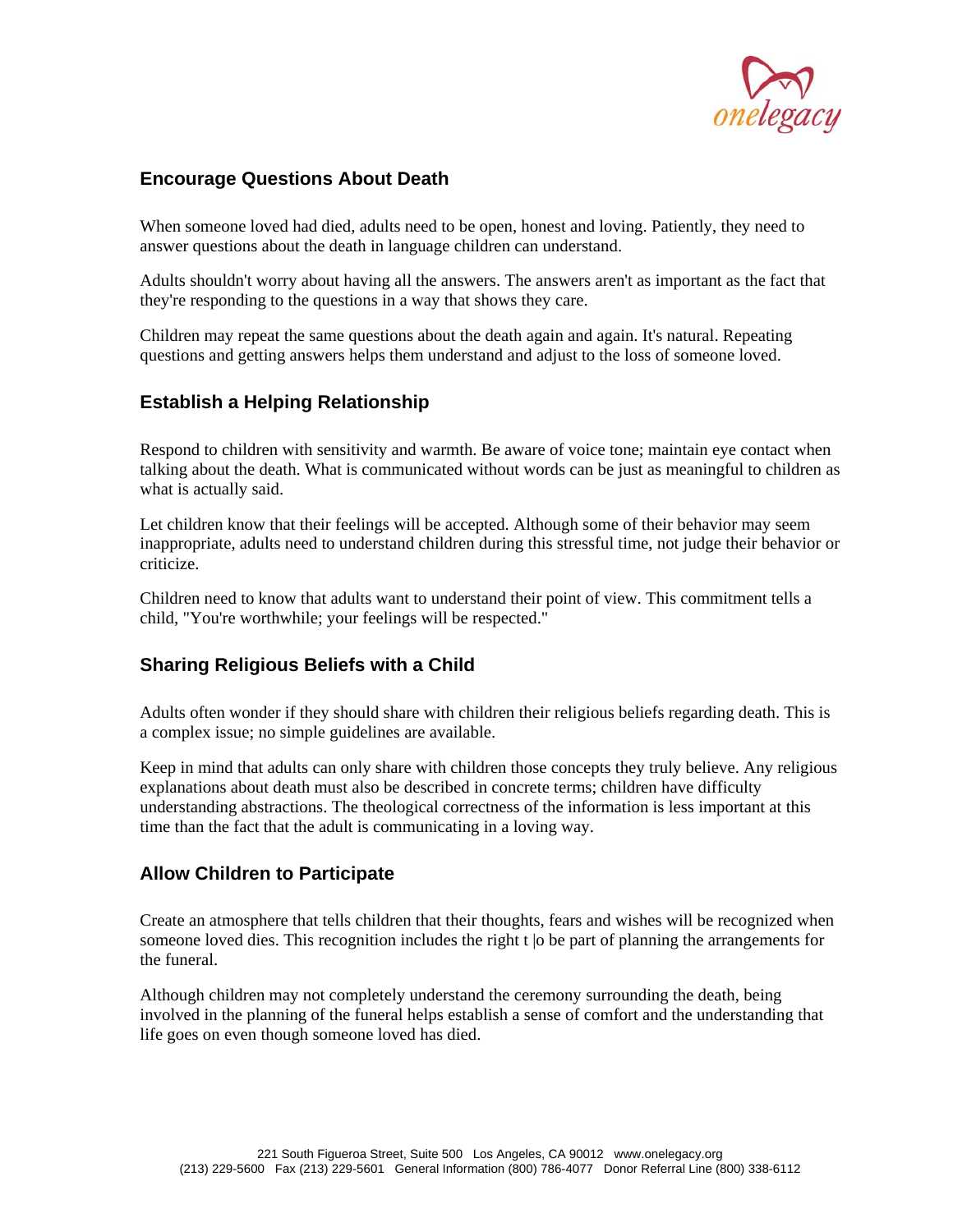## Encourage Questions About Death

When someone loved had died, adults need to be open, honest and loving. Patiently, they need to answer questions about the death in language children can understand.

Adults shouldn't worry about having all the answers. The answers aren't as important as the fact that they're responding to the questions in a way that shows they care.

Children may repeat the same questions about the death again and again. It's natural. Repeating questions and getting answers helps them understand and adjust to the loss of someone loved.

## Establish a Helping Relationship

Respond to children with sensitivity and warmth. Be aware of voice tone; maintain eye contact when talking about the death. What is communicated without words can be just as meaningful to children as what is actually said.

Let children know that their feelings will be accepted. Although some of their behavior may seem inappropriate, adults need to understand children during this stressful time, not judge their behavior or criticize.

Children need to know that adults want to understand their point of view. This commitment tells a child, "You're worthwhile; your feelings will be respected."

## Sharing Religious Beliefs with a Child

Adults often wonder if they should share with children their religious beliefs regarding death. This is a complex issue; no simple guidelines are available.

Keep in mind that adults can only share with children those concepts they truly believe. Any religious explanations about death must also be described in concrete terms; children have difficulty understanding abstractions. The theological correctness of the information is less important at this time than the fact that the adult is communicating in a loving way.

## Allow Children to Participate

Create an atmosphere that tells children that their thoughts, fears and wishes will be recognized when someone loved dies. This recognition includes the right t |o be part of planning the arrangements for the funeral.

Although children may not completely understand the ceremony surrounding the death, being involved in the planning of the funeral helps establish a sense of comfort and the understanding that life goes on even though someone loved has died.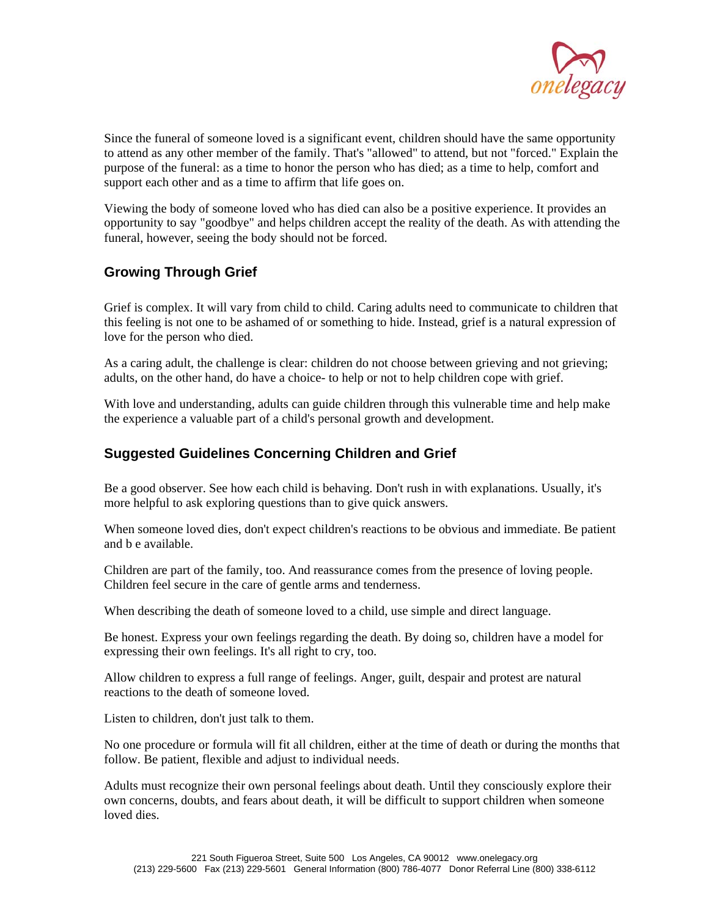Since the funeral of someone loved is a significant event, children should have the same opportunity to attend as any other member of the family. That's "allowed" to attend, but not "forced." Explain the purpose of the funeral: as a time to honor the person who has died; as a time to help, comfort and support each other and as a time to affirm that life goes on.

Viewing the body of someone loved who has died can also be a positive experience. It provides an opportunity to say "goodbye" and helps children accept the reality of the death. As with attending the funeral, however, seeing the body should not be forced.

## Growing Through Grief

Grief is complex. It will vary from child to child. Caring adults need to communicate to children that this feeling is not one to be ashamed of or something to hide. Instead, grief is a natural expression of love for the person who died.

As a caring adult, the challenge is clear: children do not choose between grieving and not grieving; adults, on the other hand, do have a choice- to help or not to help children cope with grief.

With love and understanding, adults can guide children through this vulnerable time and help make the experience a valuable part of a child's personal growth and development.

## Suggested Guidelines Concerning Children and Grief

Be a good observer. See how each child is behaving. Don't rush in with explanations. Usually, it's more helpful to ask exploring questions than to give quick answers.

When someone loved dies, don't expect children's reactions to be obvious and immediate. Be patient and b e available.

Children are part of the family, too. And reassurance comes from the presence of loving people. Children feel secure in the care of gentle arms and tenderness.

When describing the death of someone loved to a child, use simple and direct language.

Be honest. Express your own feelings regarding the death. By doing so, children have a model for expressing their own feelings. It's all right to cry, too.

Allow children to express a full range of feelings. Anger, guilt, despair and protest are natural reactions to the death of someone loved.

Listen to children, don't just talk to them.

No one procedure or formula will fit all children, either at the time of death or during the months that follow. Be patient, flexible and adjust to individual needs.

Adults must recognize their own personal feelings about death. Until they consciously explore their own concerns, doubts, and fears about death, it will be difficult to support children when someone loved dies.